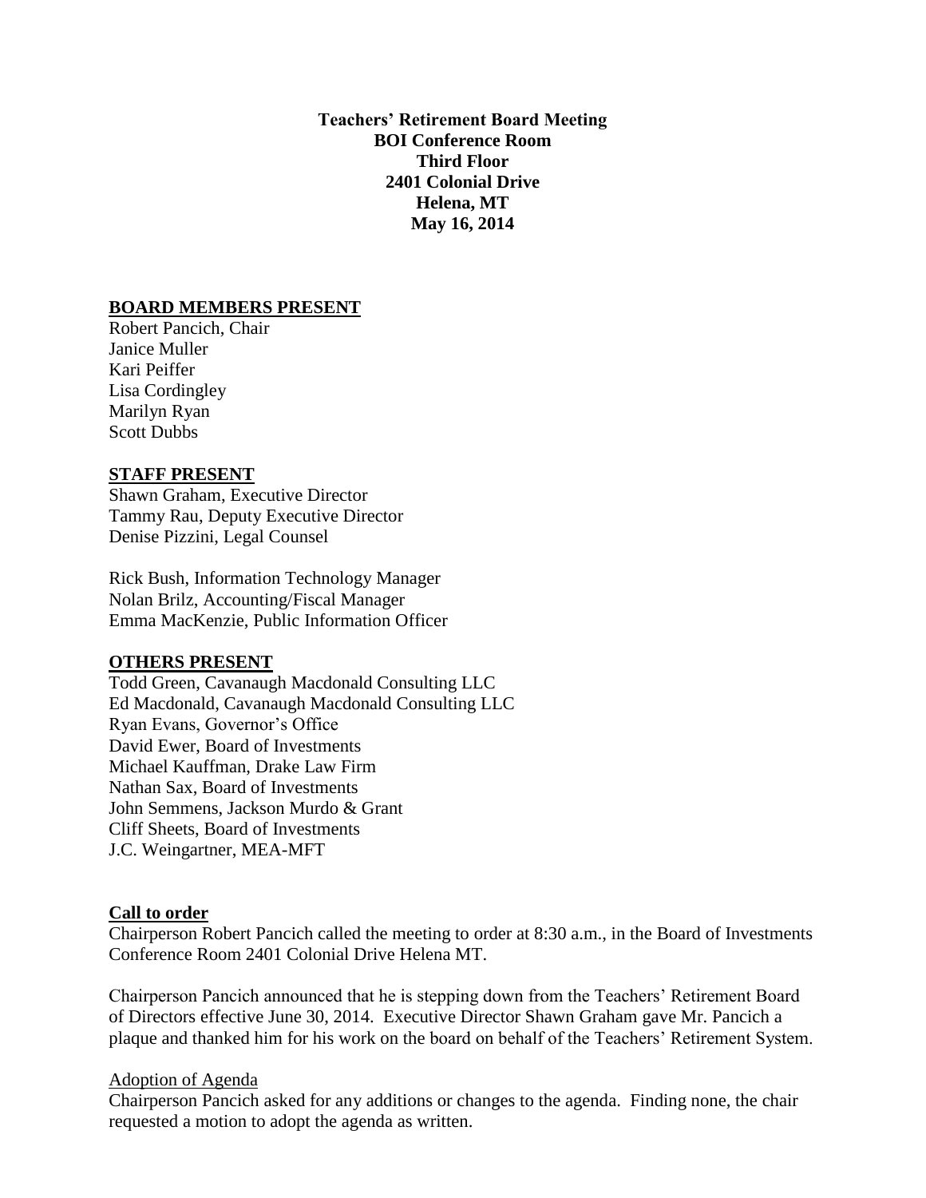**Teachers' Retirement Board Meeting**
**BOI Conference Room**
**Third Floor**
**2401 Colonial Drive**
**Helena, MT**
**May 16, 2014**

## BOARD MEMBERS PRESENT

Robert Pancich, Chair
Janice Muller
Kari Peiffer
Lisa Cordingley
Marilyn Ryan
Scott Dubbs

## STAFF PRESENT

Shawn Graham, Executive Director
Tammy Rau, Deputy Executive Director
Denise Pizzini, Legal Counsel

Rick Bush, Information Technology Manager
Nolan Brilz, Accounting/Fiscal Manager
Emma MacKenzie, Public Information Officer

## OTHERS PRESENT

Todd Green, Cavanaugh Macdonald Consulting LLC
Ed Macdonald, Cavanaugh Macdonald Consulting LLC
Ryan Evans, Governor's Office
David Ewer, Board of Investments
Michael Kauffman, Drake Law Firm
Nathan Sax, Board of Investments
John Semmens, Jackson Murdo & Grant
Cliff Sheets, Board of Investments
J.C. Weingartner, MEA-MFT

## Call to order

Chairperson Robert Pancich called the meeting to order at 8:30 a.m., in the Board of Investments Conference Room 2401 Colonial Drive Helena MT.

Chairperson Pancich announced that he is stepping down from the Teachers' Retirement Board of Directors effective June 30, 2014. Executive Director Shawn Graham gave Mr. Pancich a plaque and thanked him for his work on the board on behalf of the Teachers' Retirement System.

### Adoption of Agenda

Chairperson Pancich asked for any additions or changes to the agenda. Finding none, the chair requested a motion to adopt the agenda as written.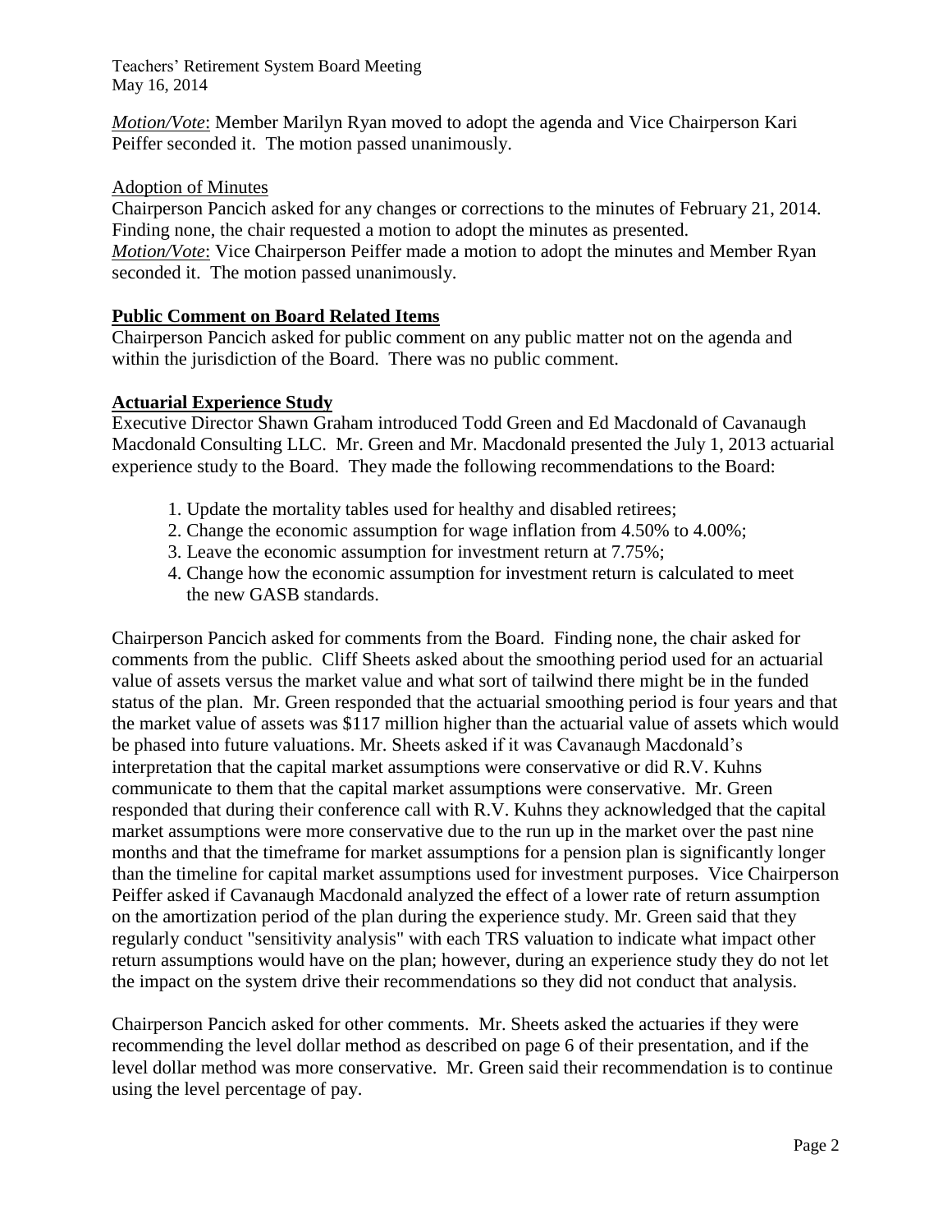*Motion/Vote*: Member Marilyn Ryan moved to adopt the agenda and Vice Chairperson Kari Peiffer seconded it. The motion passed unanimously.

Adoption of Minutes

Chairperson Pancich asked for any changes or corrections to the minutes of February 21, 2014. Finding none, the chair requested a motion to adopt the minutes as presented.
*Motion/Vote*: Vice Chairperson Peiffer made a motion to adopt the minutes and Member Ryan seconded it. The motion passed unanimously.

**Public Comment on Board Related Items**

Chairperson Pancich asked for public comment on any public matter not on the agenda and within the jurisdiction of the Board. There was no public comment.

**Actuarial Experience Study**

Executive Director Shawn Graham introduced Todd Green and Ed Macdonald of Cavanaugh Macdonald Consulting LLC. Mr. Green and Mr. Macdonald presented the July 1, 2013 actuarial experience study to the Board. They made the following recommendations to the Board:

1. Update the mortality tables used for healthy and disabled retirees;
2. Change the economic assumption for wage inflation from 4.50% to 4.00%;
3. Leave the economic assumption for investment return at 7.75%;
4. Change how the economic assumption for investment return is calculated to meet the new GASB standards.

Chairperson Pancich asked for comments from the Board. Finding none, the chair asked for comments from the public. Cliff Sheets asked about the smoothing period used for an actuarial value of assets versus the market value and what sort of tailwind there might be in the funded status of the plan. Mr. Green responded that the actuarial smoothing period is four years and that the market value of assets was $117 million higher than the actuarial value of assets which would be phased into future valuations. Mr. Sheets asked if it was Cavanaugh Macdonald's interpretation that the capital market assumptions were conservative or did R.V. Kuhns communicate to them that the capital market assumptions were conservative. Mr. Green responded that during their conference call with R.V. Kuhns they acknowledged that the capital market assumptions were more conservative due to the run up in the market over the past nine months and that the timeframe for market assumptions for a pension plan is significantly longer than the timeline for capital market assumptions used for investment purposes. Vice Chairperson Peiffer asked if Cavanaugh Macdonald analyzed the effect of a lower rate of return assumption on the amortization period of the plan during the experience study. Mr. Green said that they regularly conduct "sensitivity analysis" with each TRS valuation to indicate what impact other return assumptions would have on the plan; however, during an experience study they do not let the impact on the system drive their recommendations so they did not conduct that analysis.

Chairperson Pancich asked for other comments. Mr. Sheets asked the actuaries if they were recommending the level dollar method as described on page 6 of their presentation, and if the level dollar method was more conservative. Mr. Green said their recommendation is to continue using the level percentage of pay.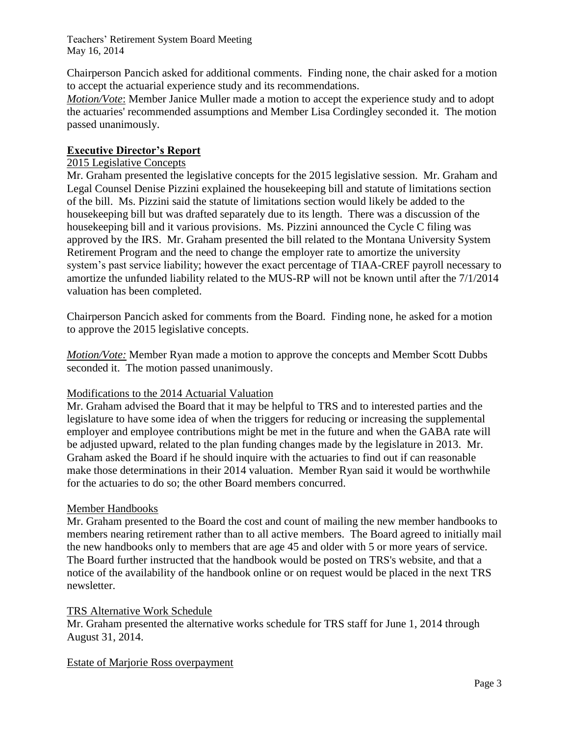Chairperson Pancich asked for additional comments. Finding none, the chair asked for a motion to accept the actuarial experience study and its recommendations.

*Motion/Vote*: Member Janice Muller made a motion to accept the experience study and to adopt the actuaries' recommended assumptions and Member Lisa Cordingley seconded it. The motion passed unanimously.

## Executive Director's Report

### 2015 Legislative Concepts

Mr. Graham presented the legislative concepts for the 2015 legislative session. Mr. Graham and Legal Counsel Denise Pizzini explained the housekeeping bill and statute of limitations section of the bill. Ms. Pizzini said the statute of limitations section would likely be added to the housekeeping bill but was drafted separately due to its length. There was a discussion of the housekeeping bill and it various provisions. Ms. Pizzini announced the Cycle C filing was approved by the IRS. Mr. Graham presented the bill related to the Montana University System Retirement Program and the need to change the employer rate to amortize the university system's past service liability; however the exact percentage of TIAA-CREF payroll necessary to amortize the unfunded liability related to the MUS-RP will not be known until after the 7/1/2014 valuation has been completed.

Chairperson Pancich asked for comments from the Board. Finding none, he asked for a motion to approve the 2015 legislative concepts.

*Motion/Vote:* Member Ryan made a motion to approve the concepts and Member Scott Dubbs seconded it. The motion passed unanimously.

### Modifications to the 2014 Actuarial Valuation

Mr. Graham advised the Board that it may be helpful to TRS and to interested parties and the legislature to have some idea of when the triggers for reducing or increasing the supplemental employer and employee contributions might be met in the future and when the GABA rate will be adjusted upward, related to the plan funding changes made by the legislature in 2013. Mr. Graham asked the Board if he should inquire with the actuaries to find out if can reasonable make those determinations in their 2014 valuation. Member Ryan said it would be worthwhile for the actuaries to do so; the other Board members concurred.

### Member Handbooks

Mr. Graham presented to the Board the cost and count of mailing the new member handbooks to members nearing retirement rather than to all active members. The Board agreed to initially mail the new handbooks only to members that are age 45 and older with 5 or more years of service. The Board further instructed that the handbook would be posted on TRS's website, and that a notice of the availability of the handbook online or on request would be placed in the next TRS newsletter.

### TRS Alternative Work Schedule

Mr. Graham presented the alternative works schedule for TRS staff for June 1, 2014 through August 31, 2014.

### Estate of Marjorie Ross overpayment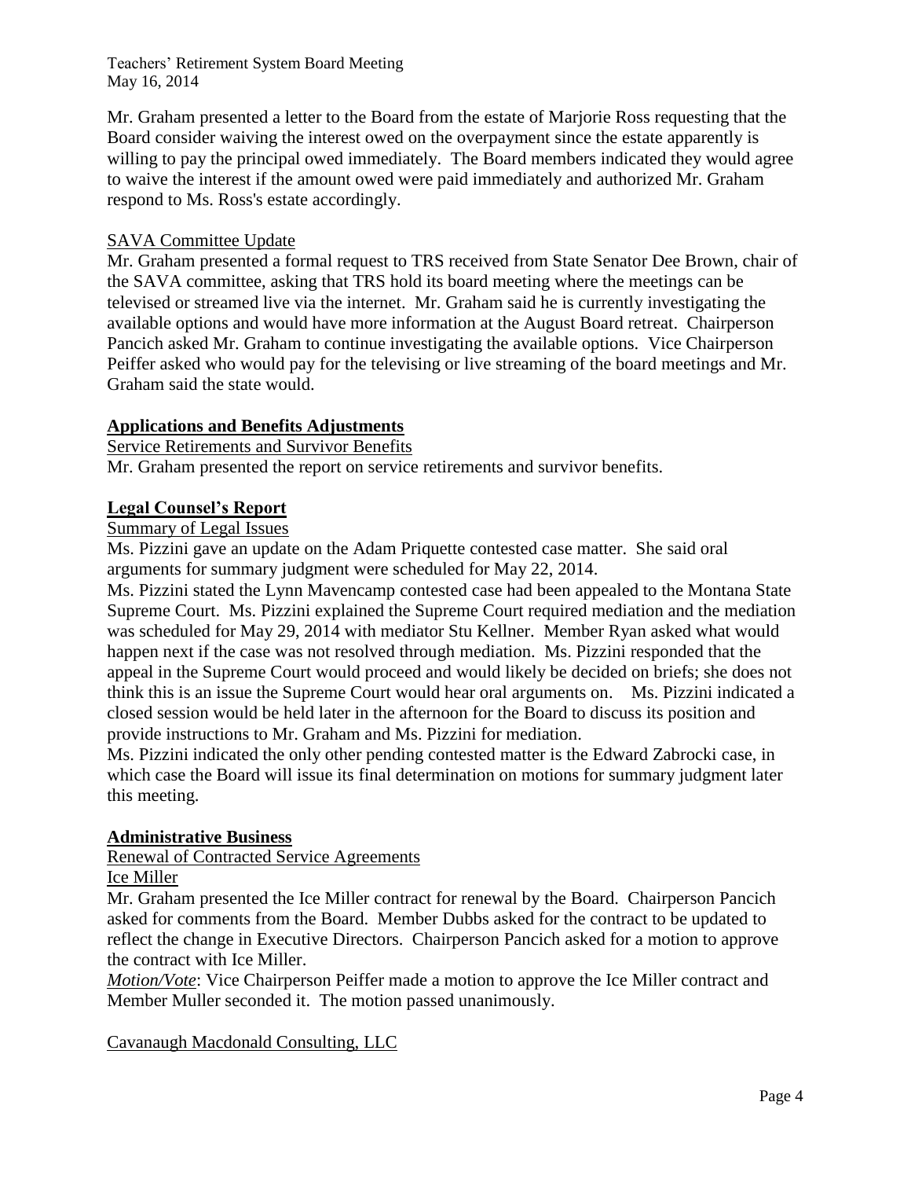Mr. Graham presented a letter to the Board from the estate of Marjorie Ross requesting that the Board consider waiving the interest owed on the overpayment since the estate apparently is willing to pay the principal owed immediately. The Board members indicated they would agree to waive the interest if the amount owed were paid immediately and authorized Mr. Graham respond to Ms. Ross's estate accordingly.

<u>SAVA Committee Update</u>

Mr. Graham presented a formal request to TRS received from State Senator Dee Brown, chair of the SAVA committee, asking that TRS hold its board meeting where the meetings can be televised or streamed live via the internet. Mr. Graham said he is currently investigating the available options and would have more information at the August Board retreat. Chairperson Pancich asked Mr. Graham to continue investigating the available options. Vice Chairperson Peiffer asked who would pay for the televising or live streaming of the board meetings and Mr. Graham said the state would.

## Applications and Benefits Adjustments

<u>Service Retirements and Survivor Benefits</u>

Mr. Graham presented the report on service retirements and survivor benefits.

## Legal Counsel's Report

<u>Summary of Legal Issues</u>

Ms. Pizzini gave an update on the Adam Priquette contested case matter. She said oral arguments for summary judgment were scheduled for May 22, 2014.

Ms. Pizzini stated the Lynn Mavencamp contested case had been appealed to the Montana State Supreme Court. Ms. Pizzini explained the Supreme Court required mediation and the mediation was scheduled for May 29, 2014 with mediator Stu Kellner. Member Ryan asked what would happen next if the case was not resolved through mediation. Ms. Pizzini responded that the appeal in the Supreme Court would proceed and would likely be decided on briefs; she does not think this is an issue the Supreme Court would hear oral arguments on. Ms. Pizzini indicated a closed session would be held later in the afternoon for the Board to discuss its position and provide instructions to Mr. Graham and Ms. Pizzini for mediation.

Ms. Pizzini indicated the only other pending contested matter is the Edward Zabrocki case, in which case the Board will issue its final determination on motions for summary judgment later this meeting.

## Administrative Business

<u>Renewal of Contracted Service Agreements</u>

<u>Ice Miller</u>

Mr. Graham presented the Ice Miller contract for renewal by the Board. Chairperson Pancich asked for comments from the Board. Member Dubbs asked for the contract to be updated to reflect the change in Executive Directors. Chairperson Pancich asked for a motion to approve the contract with Ice Miller.

*<u>Motion/Vote</u>*: Vice Chairperson Peiffer made a motion to approve the Ice Miller contract and Member Muller seconded it. The motion passed unanimously.

<u>Cavanaugh Macdonald Consulting, LLC</u>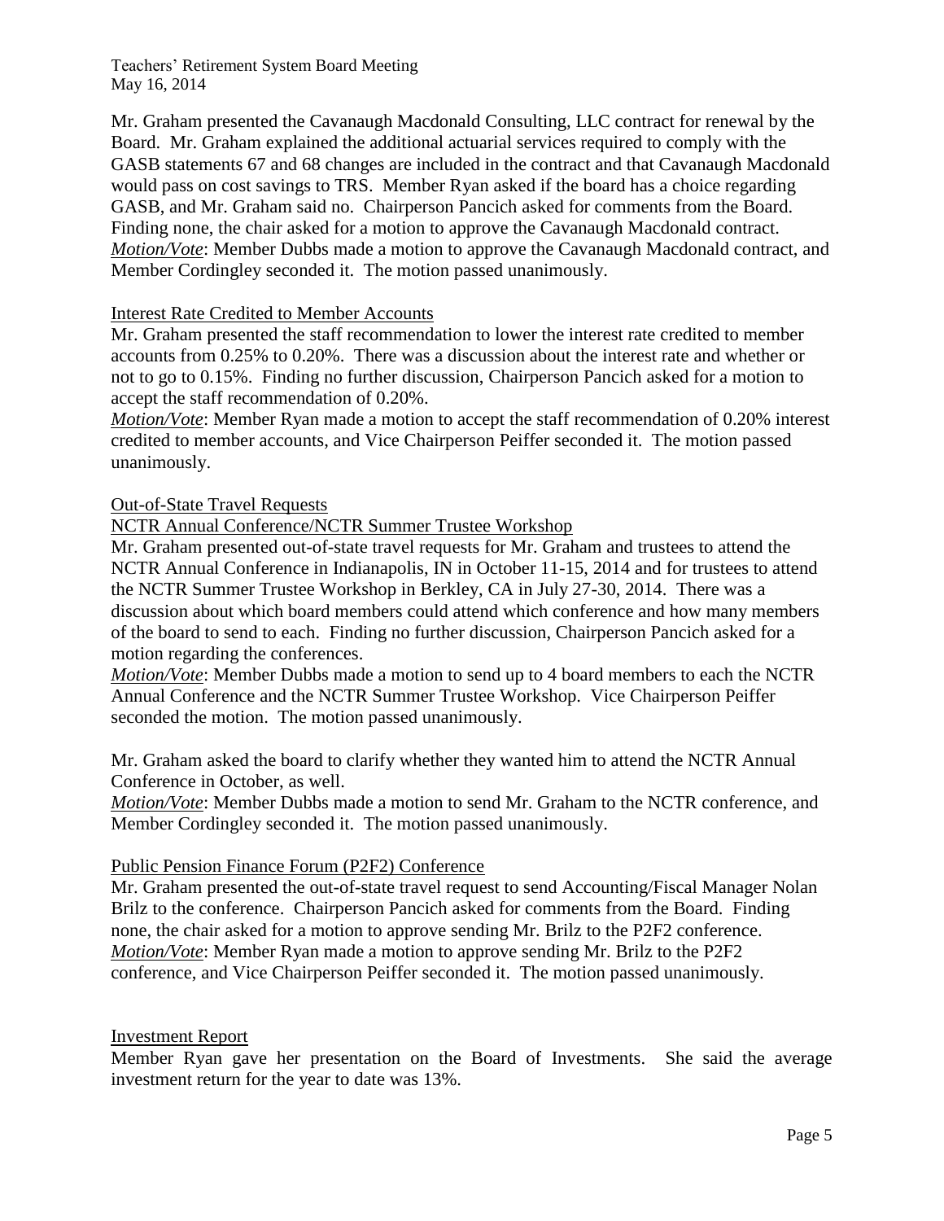Mr. Graham presented the Cavanaugh Macdonald Consulting, LLC contract for renewal by the Board. Mr. Graham explained the additional actuarial services required to comply with the GASB statements 67 and 68 changes are included in the contract and that Cavanaugh Macdonald would pass on cost savings to TRS. Member Ryan asked if the board has a choice regarding GASB, and Mr. Graham said no. Chairperson Pancich asked for comments from the Board. Finding none, the chair asked for a motion to approve the Cavanaugh Macdonald contract.
***Motion/Vote***: Member Dubbs made a motion to approve the Cavanaugh Macdonald contract, and Member Cordingley seconded it. The motion passed unanimously.

<u>Interest Rate Credited to Member Accounts</u>
Mr. Graham presented the staff recommendation to lower the interest rate credited to member accounts from 0.25% to 0.20%. There was a discussion about the interest rate and whether or not to go to 0.15%. Finding no further discussion, Chairperson Pancich asked for a motion to accept the staff recommendation of 0.20%.
***Motion/Vote***: Member Ryan made a motion to accept the staff recommendation of 0.20% interest credited to member accounts, and Vice Chairperson Peiffer seconded it. The motion passed unanimously.

<u>Out-of-State Travel Requests</u>
<u>NCTR Annual Conference/NCTR Summer Trustee Workshop</u>
Mr. Graham presented out-of-state travel requests for Mr. Graham and trustees to attend the NCTR Annual Conference in Indianapolis, IN in October 11-15, 2014 and for trustees to attend the NCTR Summer Trustee Workshop in Berkley, CA in July 27-30, 2014. There was a discussion about which board members could attend which conference and how many members of the board to send to each. Finding no further discussion, Chairperson Pancich asked for a motion regarding the conferences.
***Motion/Vote***: Member Dubbs made a motion to send up to 4 board members to each the NCTR Annual Conference and the NCTR Summer Trustee Workshop. Vice Chairperson Peiffer seconded the motion. The motion passed unanimously.

Mr. Graham asked the board to clarify whether they wanted him to attend the NCTR Annual Conference in October, as well.
***Motion/Vote***: Member Dubbs made a motion to send Mr. Graham to the NCTR conference, and Member Cordingley seconded it. The motion passed unanimously.

<u>Public Pension Finance Forum (P2F2) Conference</u>
Mr. Graham presented the out-of-state travel request to send Accounting/Fiscal Manager Nolan Brilz to the conference. Chairperson Pancich asked for comments from the Board. Finding none, the chair asked for a motion to approve sending Mr. Brilz to the P2F2 conference.
***Motion/Vote***: Member Ryan made a motion to approve sending Mr. Brilz to the P2F2 conference, and Vice Chairperson Peiffer seconded it. The motion passed unanimously.

<u>Investment Report</u>
Member Ryan gave her presentation on the Board of Investments. She said the average investment return for the year to date was 13%.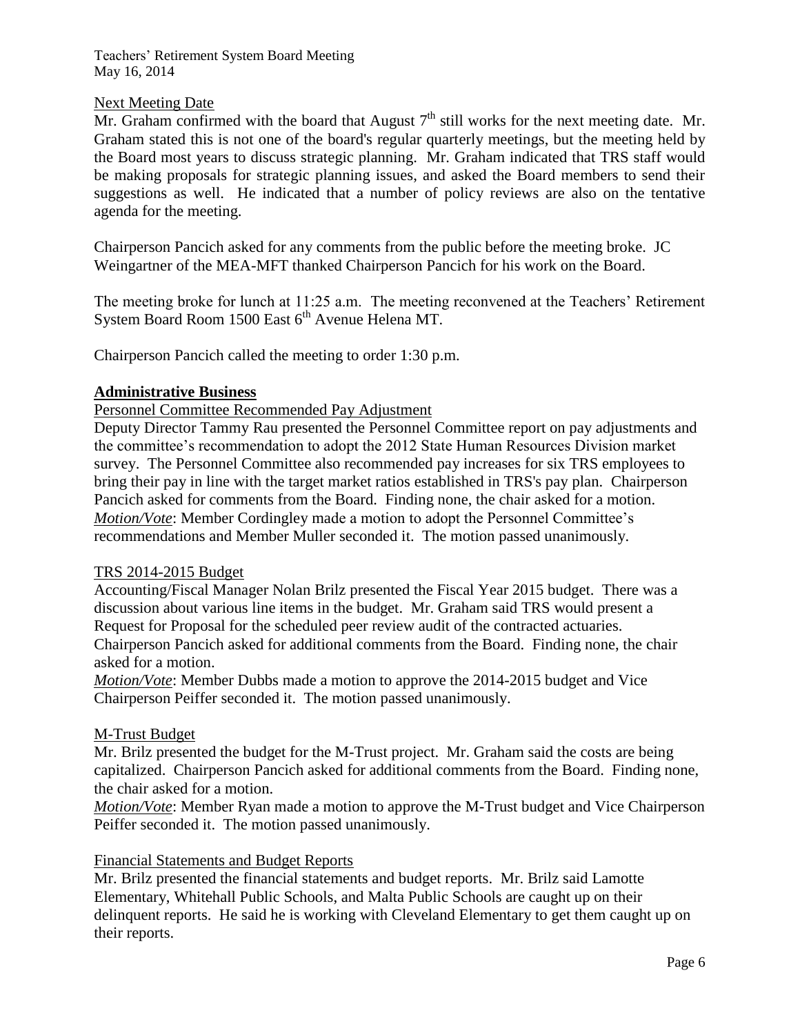Next Meeting Date

Mr. Graham confirmed with the board that August 7th still works for the next meeting date. Mr. Graham stated this is not one of the board's regular quarterly meetings, but the meeting held by the Board most years to discuss strategic planning. Mr. Graham indicated that TRS staff would be making proposals for strategic planning issues, and asked the Board members to send their suggestions as well. He indicated that a number of policy reviews are also on the tentative agenda for the meeting.

Chairperson Pancich asked for any comments from the public before the meeting broke. JC Weingartner of the MEA-MFT thanked Chairperson Pancich for his work on the Board.

The meeting broke for lunch at 11:25 a.m. The meeting reconvened at the Teachers' Retirement System Board Room 1500 East 6th Avenue Helena MT.

Chairperson Pancich called the meeting to order 1:30 p.m.

**Administrative Business**

Personnel Committee Recommended Pay Adjustment

Deputy Director Tammy Rau presented the Personnel Committee report on pay adjustments and the committee's recommendation to adopt the 2012 State Human Resources Division market survey. The Personnel Committee also recommended pay increases for six TRS employees to bring their pay in line with the target market ratios established in TRS's pay plan. Chairperson Pancich asked for comments from the Board. Finding none, the chair asked for a motion.

*Motion/Vote*: Member Cordingley made a motion to adopt the Personnel Committee's recommendations and Member Muller seconded it. The motion passed unanimously.

TRS 2014-2015 Budget

Accounting/Fiscal Manager Nolan Brilz presented the Fiscal Year 2015 budget. There was a discussion about various line items in the budget. Mr. Graham said TRS would present a Request for Proposal for the scheduled peer review audit of the contracted actuaries. Chairperson Pancich asked for additional comments from the Board. Finding none, the chair asked for a motion.

*Motion/Vote*: Member Dubbs made a motion to approve the 2014-2015 budget and Vice Chairperson Peiffer seconded it. The motion passed unanimously.

M-Trust Budget

Mr. Brilz presented the budget for the M-Trust project. Mr. Graham said the costs are being capitalized. Chairperson Pancich asked for additional comments from the Board. Finding none, the chair asked for a motion.

*Motion/Vote*: Member Ryan made a motion to approve the M-Trust budget and Vice Chairperson Peiffer seconded it. The motion passed unanimously.

Financial Statements and Budget Reports

Mr. Brilz presented the financial statements and budget reports. Mr. Brilz said Lamotte Elementary, Whitehall Public Schools, and Malta Public Schools are caught up on their delinquent reports. He said he is working with Cleveland Elementary to get them caught up on their reports.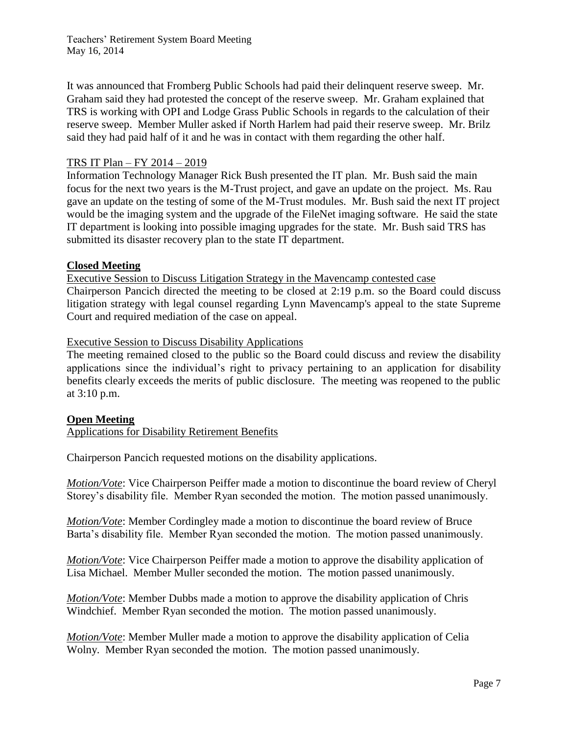It was announced that Fromberg Public Schools had paid their delinquent reserve sweep. Mr. Graham said they had protested the concept of the reserve sweep. Mr. Graham explained that TRS is working with OPI and Lodge Grass Public Schools in regards to the calculation of their reserve sweep. Member Muller asked if North Harlem had paid their reserve sweep. Mr. Brilz said they had paid half of it and he was in contact with them regarding the other half.

TRS IT Plan – FY 2014 – 2019

Information Technology Manager Rick Bush presented the IT plan. Mr. Bush said the main focus for the next two years is the M-Trust project, and gave an update on the project. Ms. Rau gave an update on the testing of some of the M-Trust modules. Mr. Bush said the next IT project would be the imaging system and the upgrade of the FileNet imaging software. He said the state IT department is looking into possible imaging upgrades for the state. Mr. Bush said TRS has submitted its disaster recovery plan to the state IT department.

**Closed Meeting**

Executive Session to Discuss Litigation Strategy in the Mavencamp contested case

Chairperson Pancich directed the meeting to be closed at 2:19 p.m. so the Board could discuss litigation strategy with legal counsel regarding Lynn Mavencamp's appeal to the state Supreme Court and required mediation of the case on appeal.

Executive Session to Discuss Disability Applications

The meeting remained closed to the public so the Board could discuss and review the disability applications since the individual's right to privacy pertaining to an application for disability benefits clearly exceeds the merits of public disclosure. The meeting was reopened to the public at 3:10 p.m.

**Open Meeting**

Applications for Disability Retirement Benefits

Chairperson Pancich requested motions on the disability applications.

*Motion/Vote*: Vice Chairperson Peiffer made a motion to discontinue the board review of Cheryl Storey's disability file. Member Ryan seconded the motion. The motion passed unanimously.

*Motion/Vote*: Member Cordingley made a motion to discontinue the board review of Bruce Barta's disability file. Member Ryan seconded the motion. The motion passed unanimously.

*Motion/Vote*: Vice Chairperson Peiffer made a motion to approve the disability application of Lisa Michael. Member Muller seconded the motion. The motion passed unanimously.

*Motion/Vote*: Member Dubbs made a motion to approve the disability application of Chris Windchief. Member Ryan seconded the motion. The motion passed unanimously.

*Motion/Vote*: Member Muller made a motion to approve the disability application of Celia Wolny. Member Ryan seconded the motion. The motion passed unanimously.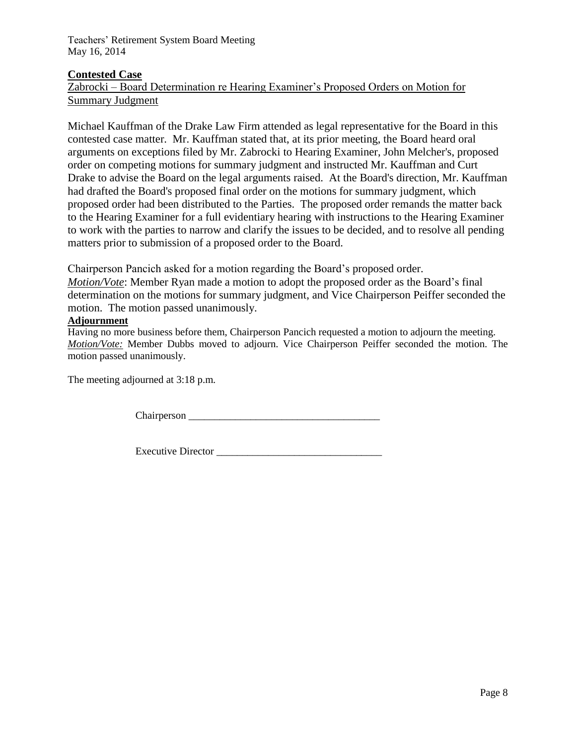**Contested Case**

Zabrocki – Board Determination re Hearing Examiner's Proposed Orders on Motion for Summary Judgment

Michael Kauffman of the Drake Law Firm attended as legal representative for the Board in this contested case matter. Mr. Kauffman stated that, at its prior meeting, the Board heard oral arguments on exceptions filed by Mr. Zabrocki to Hearing Examiner, John Melcher's, proposed order on competing motions for summary judgment and instructed Mr. Kauffman and Curt Drake to advise the Board on the legal arguments raised. At the Board's direction, Mr. Kauffman had drafted the Board's proposed final order on the motions for summary judgment, which proposed order had been distributed to the Parties. The proposed order remands the matter back to the Hearing Examiner for a full evidentiary hearing with instructions to the Hearing Examiner to work with the parties to narrow and clarify the issues to be decided, and to resolve all pending matters prior to submission of a proposed order to the Board.

Chairperson Pancich asked for a motion regarding the Board's proposed order.
*Motion/Vote*: Member Ryan made a motion to adopt the proposed order as the Board's final determination on the motions for summary judgment, and Vice Chairperson Peiffer seconded the motion. The motion passed unanimously.

**Adjournment**

Having no more business before them, Chairperson Pancich requested a motion to adjourn the meeting.
*Motion/Vote:* Member Dubbs moved to adjourn. Vice Chairperson Peiffer seconded the motion. The motion passed unanimously.

The meeting adjourned at 3:18 p.m.

Chairperson ____________________________________

Executive Director _______________________________